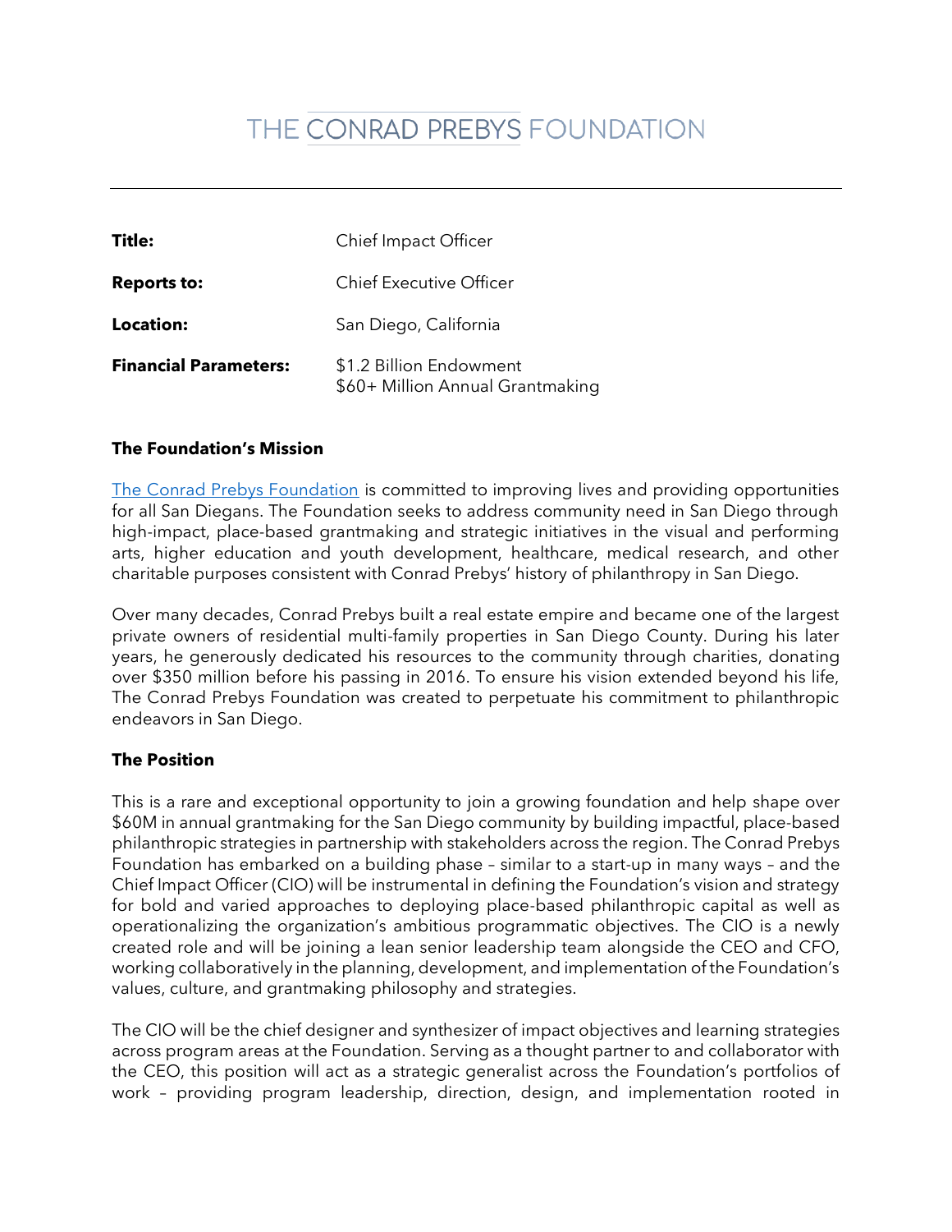# THE CONRAD PREBYS FOUNDATION

| | |
|---|---|
| **Title:** | Chief Impact Officer |
| **Reports to:** | Chief Executive Officer |
| **Location:** | San Diego, California |
| **Financial Parameters:** | $1.2 Billion Endowment<br>$60+ Million Annual Grantmaking |

### The Foundation's Mission

The Conrad Prebys Foundation is committed to improving lives and providing opportunities for all San Diegans. The Foundation seeks to address community need in San Diego through high-impact, place-based grantmaking and strategic initiatives in the visual and performing arts, higher education and youth development, healthcare, medical research, and other charitable purposes consistent with Conrad Prebys' history of philanthropy in San Diego.

Over many decades, Conrad Prebys built a real estate empire and became one of the largest private owners of residential multi-family properties in San Diego County. During his later years, he generously dedicated his resources to the community through charities, donating over $350 million before his passing in 2016. To ensure his vision extended beyond his life, The Conrad Prebys Foundation was created to perpetuate his commitment to philanthropic endeavors in San Diego.

### The Position

This is a rare and exceptional opportunity to join a growing foundation and help shape over $60M in annual grantmaking for the San Diego community by building impactful, place-based philanthropic strategies in partnership with stakeholders across the region. The Conrad Prebys Foundation has embarked on a building phase – similar to a start-up in many ways – and the Chief Impact Officer (CIO) will be instrumental in defining the Foundation's vision and strategy for bold and varied approaches to deploying place-based philanthropic capital as well as operationalizing the organization's ambitious programmatic objectives. The CIO is a newly created role and will be joining a lean senior leadership team alongside the CEO and CFO, working collaboratively in the planning, development, and implementation of the Foundation's values, culture, and grantmaking philosophy and strategies.

The CIO will be the chief designer and synthesizer of impact objectives and learning strategies across program areas at the Foundation. Serving as a thought partner to and collaborator with the CEO, this position will act as a strategic generalist across the Foundation's portfolios of work – providing program leadership, direction, design, and implementation rooted in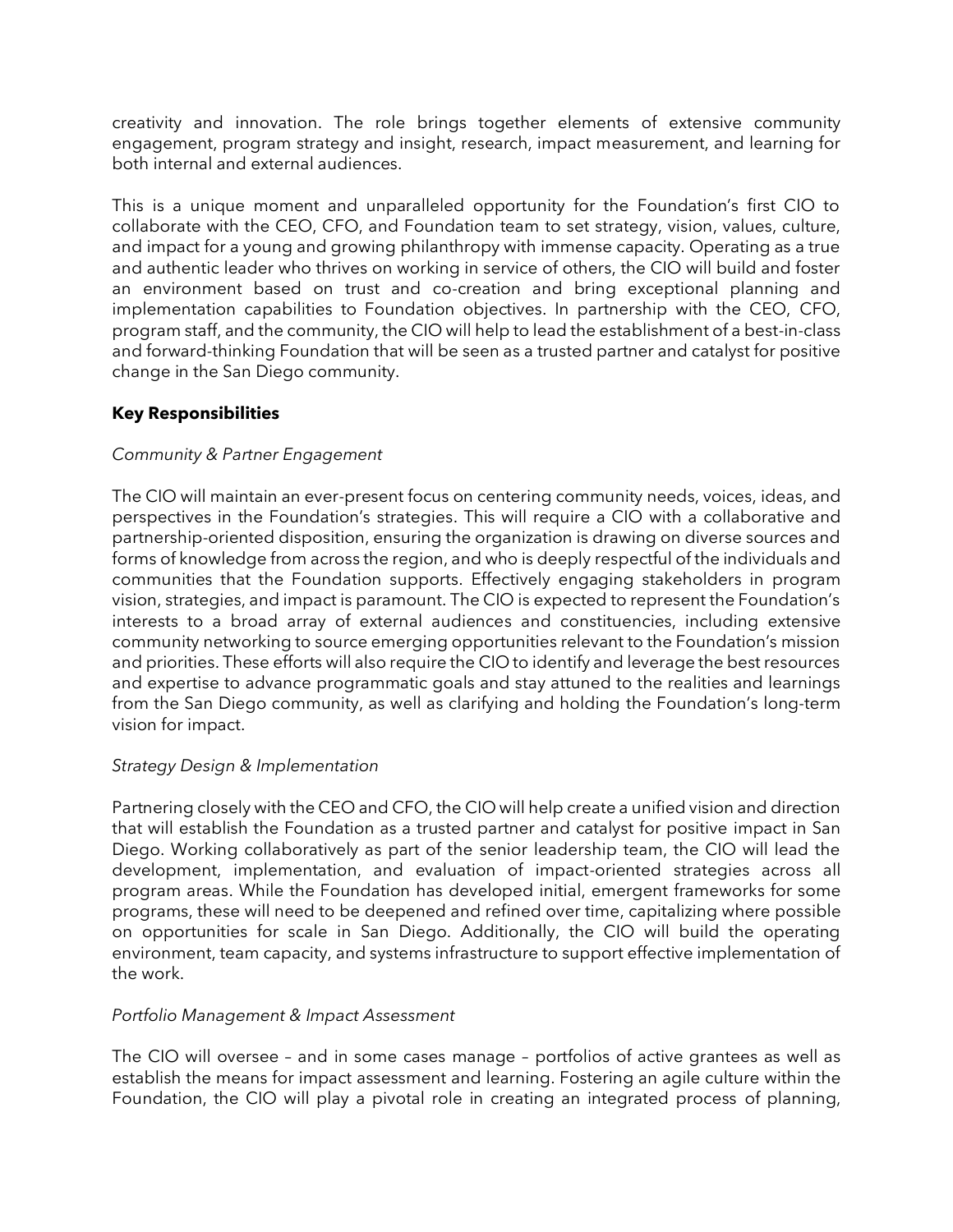creativity and innovation. The role brings together elements of extensive community engagement, program strategy and insight, research, impact measurement, and learning for both internal and external audiences.

This is a unique moment and unparalleled opportunity for the Foundation's first CIO to collaborate with the CEO, CFO, and Foundation team to set strategy, vision, values, culture, and impact for a young and growing philanthropy with immense capacity. Operating as a true and authentic leader who thrives on working in service of others, the CIO will build and foster an environment based on trust and co-creation and bring exceptional planning and implementation capabilities to Foundation objectives. In partnership with the CEO, CFO, program staff, and the community, the CIO will help to lead the establishment of a best-in-class and forward-thinking Foundation that will be seen as a trusted partner and catalyst for positive change in the San Diego community.

**Key Responsibilities**

*Community & Partner Engagement*

The CIO will maintain an ever-present focus on centering community needs, voices, ideas, and perspectives in the Foundation's strategies. This will require a CIO with a collaborative and partnership-oriented disposition, ensuring the organization is drawing on diverse sources and forms of knowledge from across the region, and who is deeply respectful of the individuals and communities that the Foundation supports. Effectively engaging stakeholders in program vision, strategies, and impact is paramount. The CIO is expected to represent the Foundation's interests to a broad array of external audiences and constituencies, including extensive community networking to source emerging opportunities relevant to the Foundation's mission and priorities. These efforts will also require the CIO to identify and leverage the best resources and expertise to advance programmatic goals and stay attuned to the realities and learnings from the San Diego community, as well as clarifying and holding the Foundation's long-term vision for impact.

*Strategy Design & Implementation*

Partnering closely with the CEO and CFO, the CIO will help create a unified vision and direction that will establish the Foundation as a trusted partner and catalyst for positive impact in San Diego. Working collaboratively as part of the senior leadership team, the CIO will lead the development, implementation, and evaluation of impact-oriented strategies across all program areas. While the Foundation has developed initial, emergent frameworks for some programs, these will need to be deepened and refined over time, capitalizing where possible on opportunities for scale in San Diego. Additionally, the CIO will build the operating environment, team capacity, and systems infrastructure to support effective implementation of the work.

*Portfolio Management & Impact Assessment*

The CIO will oversee – and in some cases manage – portfolios of active grantees as well as establish the means for impact assessment and learning. Fostering an agile culture within the Foundation, the CIO will play a pivotal role in creating an integrated process of planning,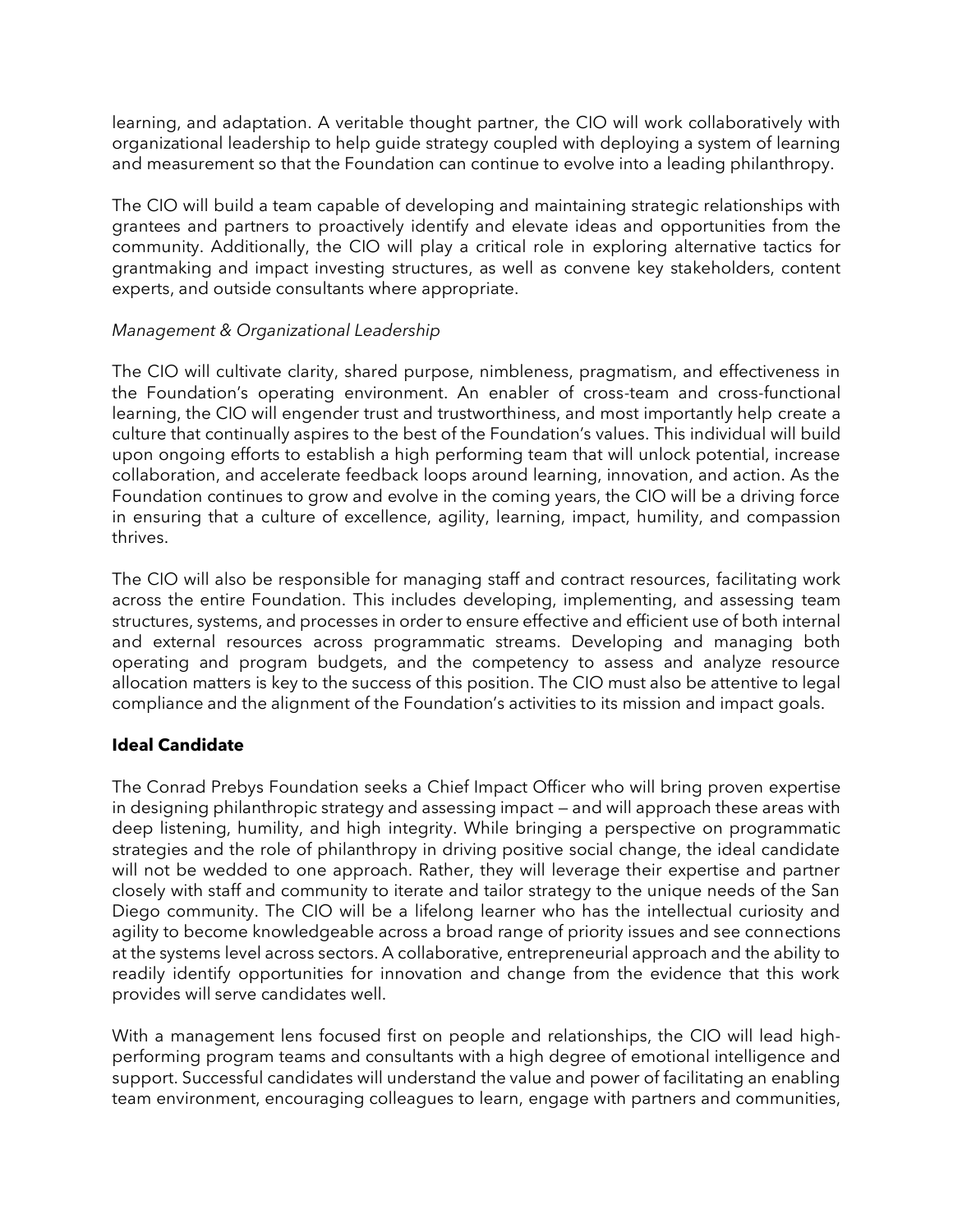learning, and adaptation. A veritable thought partner, the CIO will work collaboratively with organizational leadership to help guide strategy coupled with deploying a system of learning and measurement so that the Foundation can continue to evolve into a leading philanthropy.

The CIO will build a team capable of developing and maintaining strategic relationships with grantees and partners to proactively identify and elevate ideas and opportunities from the community. Additionally, the CIO will play a critical role in exploring alternative tactics for grantmaking and impact investing structures, as well as convene key stakeholders, content experts, and outside consultants where appropriate.

*Management & Organizational Leadership*

The CIO will cultivate clarity, shared purpose, nimbleness, pragmatism, and effectiveness in the Foundation's operating environment. An enabler of cross-team and cross-functional learning, the CIO will engender trust and trustworthiness, and most importantly help create a culture that continually aspires to the best of the Foundation's values. This individual will build upon ongoing efforts to establish a high performing team that will unlock potential, increase collaboration, and accelerate feedback loops around learning, innovation, and action. As the Foundation continues to grow and evolve in the coming years, the CIO will be a driving force in ensuring that a culture of excellence, agility, learning, impact, humility, and compassion thrives.

The CIO will also be responsible for managing staff and contract resources, facilitating work across the entire Foundation. This includes developing, implementing, and assessing team structures, systems, and processes in order to ensure effective and efficient use of both internal and external resources across programmatic streams. Developing and managing both operating and program budgets, and the competency to assess and analyze resource allocation matters is key to the success of this position. The CIO must also be attentive to legal compliance and the alignment of the Foundation's activities to its mission and impact goals.

**Ideal Candidate**

The Conrad Prebys Foundation seeks a Chief Impact Officer who will bring proven expertise in designing philanthropic strategy and assessing impact — and will approach these areas with deep listening, humility, and high integrity. While bringing a perspective on programmatic strategies and the role of philanthropy in driving positive social change, the ideal candidate will not be wedded to one approach. Rather, they will leverage their expertise and partner closely with staff and community to iterate and tailor strategy to the unique needs of the San Diego community. The CIO will be a lifelong learner who has the intellectual curiosity and agility to become knowledgeable across a broad range of priority issues and see connections at the systems level across sectors. A collaborative, entrepreneurial approach and the ability to readily identify opportunities for innovation and change from the evidence that this work provides will serve candidates well.

With a management lens focused first on people and relationships, the CIO will lead high-performing program teams and consultants with a high degree of emotional intelligence and support. Successful candidates will understand the value and power of facilitating an enabling team environment, encouraging colleagues to learn, engage with partners and communities,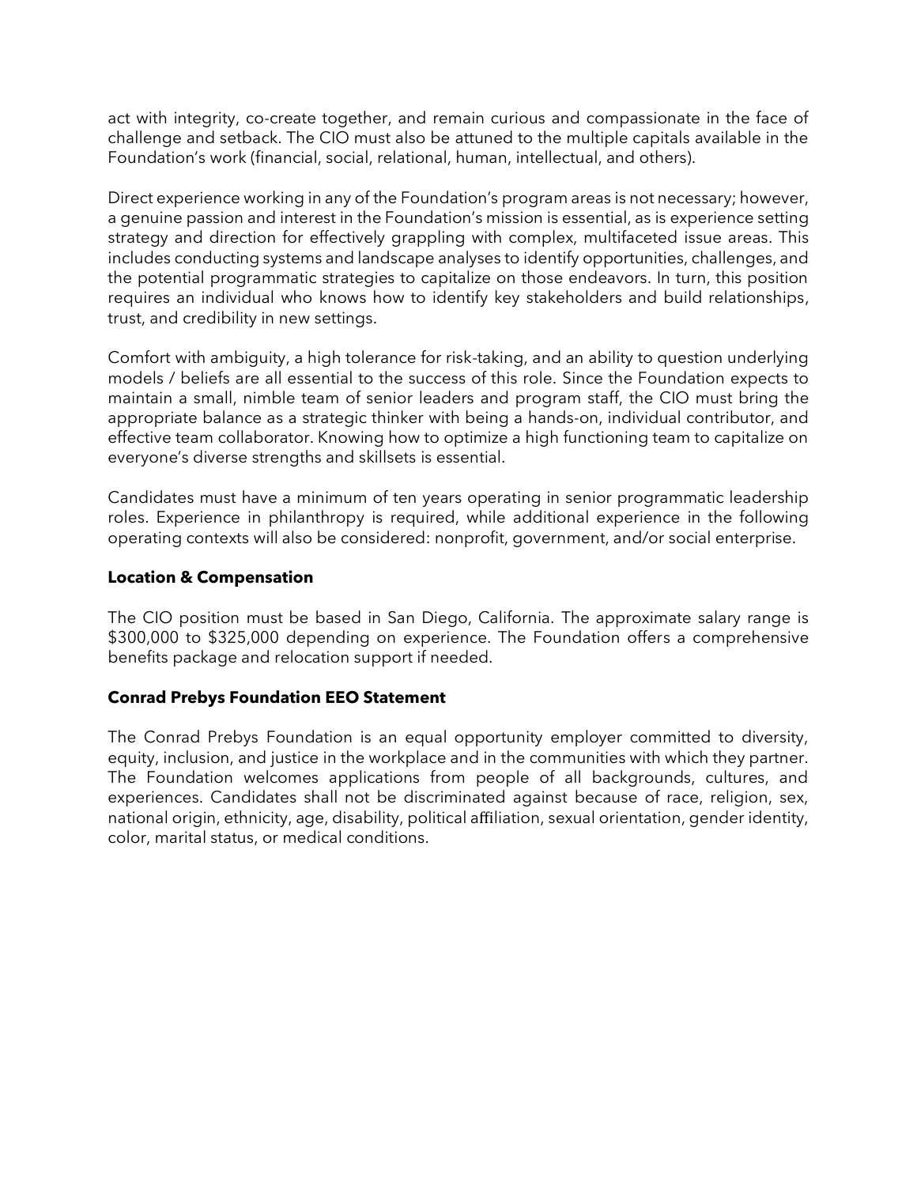act with integrity, co-create together, and remain curious and compassionate in the face of challenge and setback. The CIO must also be attuned to the multiple capitals available in the Foundation's work (financial, social, relational, human, intellectual, and others).

Direct experience working in any of the Foundation's program areas is not necessary; however, a genuine passion and interest in the Foundation's mission is essential, as is experience setting strategy and direction for effectively grappling with complex, multifaceted issue areas. This includes conducting systems and landscape analyses to identify opportunities, challenges, and the potential programmatic strategies to capitalize on those endeavors. In turn, this position requires an individual who knows how to identify key stakeholders and build relationships, trust, and credibility in new settings.

Comfort with ambiguity, a high tolerance for risk-taking, and an ability to question underlying models / beliefs are all essential to the success of this role. Since the Foundation expects to maintain a small, nimble team of senior leaders and program staff, the CIO must bring the appropriate balance as a strategic thinker with being a hands-on, individual contributor, and effective team collaborator. Knowing how to optimize a high functioning team to capitalize on everyone's diverse strengths and skillsets is essential.

Candidates must have a minimum of ten years operating in senior programmatic leadership roles. Experience in philanthropy is required, while additional experience in the following operating contexts will also be considered: nonprofit, government, and/or social enterprise.

**Location & Compensation**

The CIO position must be based in San Diego, California. The approximate salary range is $300,000 to $325,000 depending on experience. The Foundation offers a comprehensive benefits package and relocation support if needed.

**Conrad Prebys Foundation EEO Statement**

The Conrad Prebys Foundation is an equal opportunity employer committed to diversity, equity, inclusion, and justice in the workplace and in the communities with which they partner. The Foundation welcomes applications from people of all backgrounds, cultures, and experiences. Candidates shall not be discriminated against because of race, religion, sex, national origin, ethnicity, age, disability, political affiliation, sexual orientation, gender identity, color, marital status, or medical conditions.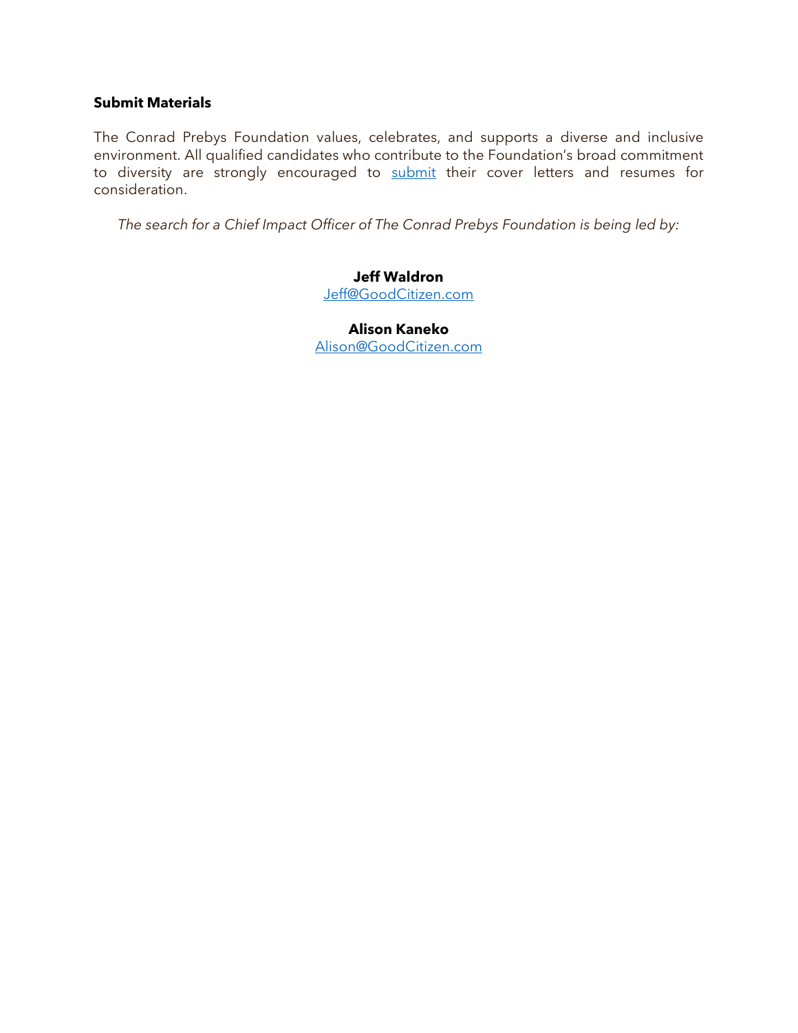**Submit Materials**

The Conrad Prebys Foundation values, celebrates, and supports a diverse and inclusive environment. All qualified candidates who contribute to the Foundation's broad commitment to diversity are strongly encouraged to submit their cover letters and resumes for consideration.

*The search for a Chief Impact Officer of The Conrad Prebys Foundation is being led by:*

**Jeff Waldron**
Jeff@GoodCitizen.com

**Alison Kaneko**
Alison@GoodCitizen.com